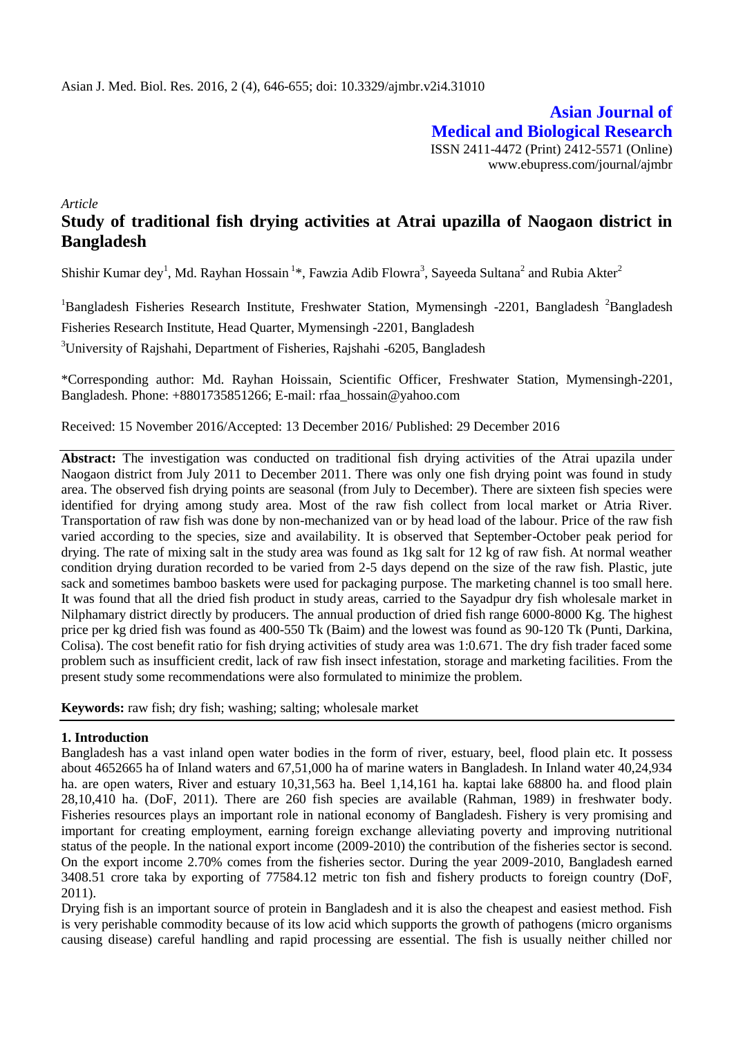Asian J. Med. Biol. Res. 2016, 2 (4), 646-655; doi: 10.3329/ajmbr.v2i4.31010

**Asian Journal of Medical and Biological Research**

ISSN 2411-4472 (Print) 2412-5571 (Online)
www.ebupress.com/journal/ajmbr

*Article*

# Study of traditional fish drying activities at Atrai upazilla of Naogaon district in Bangladesh

Shishir Kumar dey[1], Md. Rayhan Hossain [1]*, Fawzia Adib Flowra[3], Sayeeda Sultana[2] and Rubia Akter[2]

[1]Bangladesh Fisheries Research Institute, Freshwater Station, Mymensingh -2201, Bangladesh [2]Bangladesh Fisheries Research Institute, Head Quarter, Mymensingh -2201, Bangladesh

[3]University of Rajshahi, Department of Fisheries, Rajshahi -6205, Bangladesh

*Corresponding author: Md. Rayhan Hoissain, Scientific Officer, Freshwater Station, Mymensingh-2201, Bangladesh. Phone: +8801735851266; E-mail: rfaa_hossain@yahoo.com

Received: 15 November 2016/Accepted: 13 December 2016/ Published: 29 December 2016

**Abstract:** The investigation was conducted on traditional fish drying activities of the Atrai upazila under Naogaon district from July 2011 to December 2011. There was only one fish drying point was found in study area. The observed fish drying points are seasonal (from July to December). There are sixteen fish species were identified for drying among study area. Most of the raw fish collect from local market or Atria River. Transportation of raw fish was done by non-mechanized van or by head load of the labour. Price of the raw fish varied according to the species, size and availability. It is observed that September-October peak period for drying. The rate of mixing salt in the study area was found as 1kg salt for 12 kg of raw fish. At normal weather condition drying duration recorded to be varied from 2-5 days depend on the size of the raw fish. Plastic, jute sack and sometimes bamboo baskets were used for packaging purpose. The marketing channel is too small here. It was found that all the dried fish product in study areas, carried to the Sayadpur dry fish wholesale market in Nilphamary district directly by producers. The annual production of dried fish range 6000-8000 Kg. The highest price per kg dried fish was found as 400-550 Tk (Baim) and the lowest was found as 90-120 Tk (Punti, Darkina, Colisa). The cost benefit ratio for fish drying activities of study area was 1:0.671. The dry fish trader faced some problem such as insufficient credit, lack of raw fish insect infestation, storage and marketing facilities. From the present study some recommendations were also formulated to minimize the problem.

**Keywords:** raw fish; dry fish; washing; salting; wholesale market

## 1. Introduction

Bangladesh has a vast inland open water bodies in the form of river, estuary, beel, flood plain etc. It possess about 4652665 ha of Inland waters and 67,51,000 ha of marine waters in Bangladesh. In Inland water 40,24,934 ha. are open waters, River and estuary 10,31,563 ha. Beel 1,14,161 ha. kaptai lake 68800 ha. and flood plain 28,10,410 ha. (DoF, 2011). There are 260 fish species are available (Rahman, 1989) in freshwater body. Fisheries resources plays an important role in national economy of Bangladesh. Fishery is very promising and important for creating employment, earning foreign exchange alleviating poverty and improving nutritional status of the people. In the national export income (2009-2010) the contribution of the fisheries sector is second. On the export income 2.70% comes from the fisheries sector. During the year 2009-2010, Bangladesh earned 3408.51 crore taka by exporting of 77584.12 metric ton fish and fishery products to foreign country (DoF, 2011).

Drying fish is an important source of protein in Bangladesh and it is also the cheapest and easiest method. Fish is very perishable commodity because of its low acid which supports the growth of pathogens (micro organisms causing disease) careful handling and rapid processing are essential. The fish is usually neither chilled nor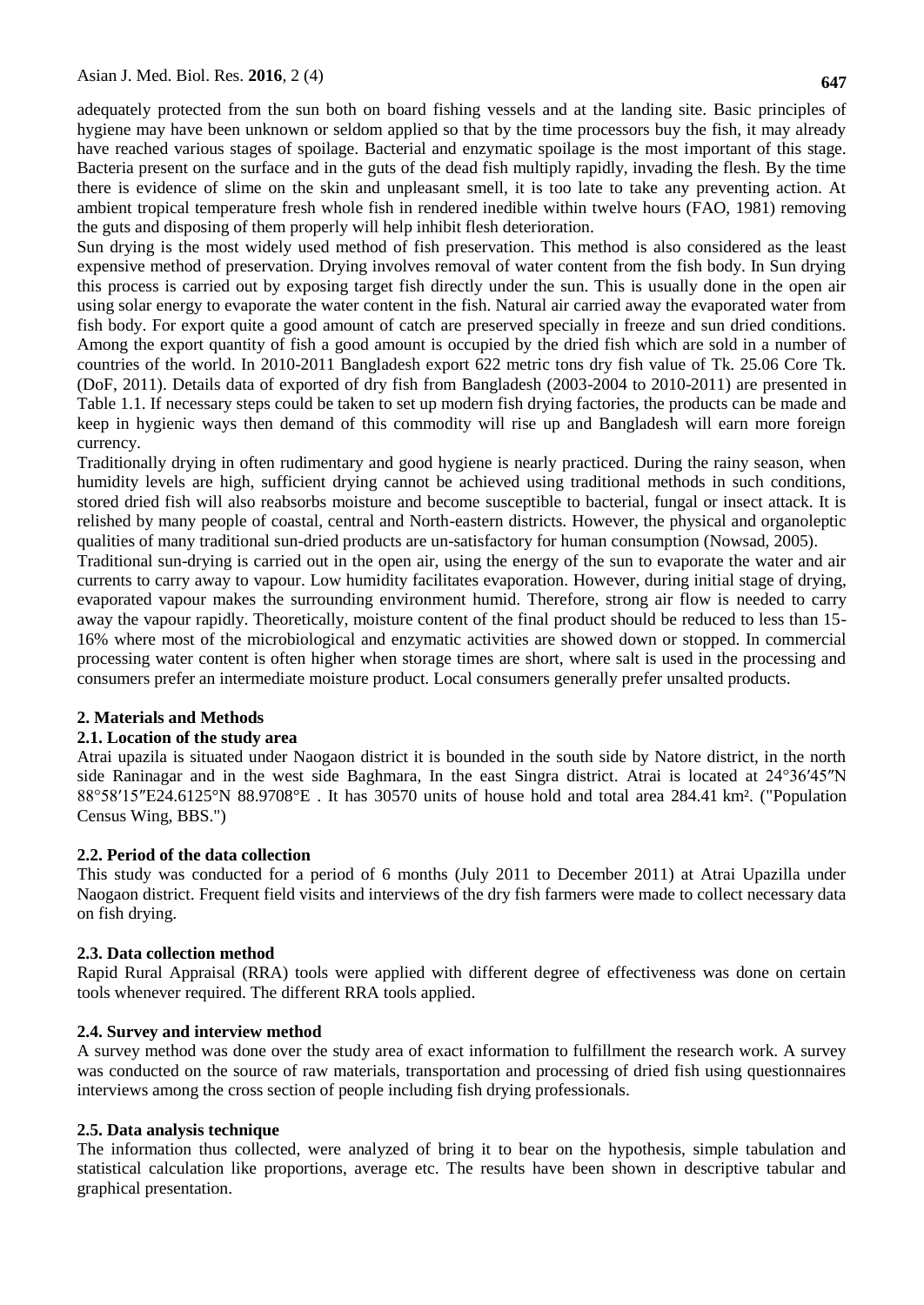adequately protected from the sun both on board fishing vessels and at the landing site. Basic principles of hygiene may have been unknown or seldom applied so that by the time processors buy the fish, it may already have reached various stages of spoilage. Bacterial and enzymatic spoilage is the most important of this stage. Bacteria present on the surface and in the guts of the dead fish multiply rapidly, invading the flesh. By the time there is evidence of slime on the skin and unpleasant smell, it is too late to take any preventing action. At ambient tropical temperature fresh whole fish in rendered inedible within twelve hours (FAO, 1981) removing the guts and disposing of them properly will help inhibit flesh deterioration.

Sun drying is the most widely used method of fish preservation. This method is also considered as the least expensive method of preservation. Drying involves removal of water content from the fish body. In Sun drying this process is carried out by exposing target fish directly under the sun. This is usually done in the open air using solar energy to evaporate the water content in the fish. Natural air carried away the evaporated water from fish body. For export quite a good amount of catch are preserved specially in freeze and sun dried conditions. Among the export quantity of fish a good amount is occupied by the dried fish which are sold in a number of countries of the world. In 2010-2011 Bangladesh export 622 metric tons dry fish value of Tk. 25.06 Core Tk. (DoF, 2011). Details data of exported of dry fish from Bangladesh (2003-2004 to 2010-2011) are presented in Table 1.1. If necessary steps could be taken to set up modern fish drying factories, the products can be made and keep in hygienic ways then demand of this commodity will rise up and Bangladesh will earn more foreign currency.

Traditionally drying in often rudimentary and good hygiene is nearly practiced. During the rainy season, when humidity levels are high, sufficient drying cannot be achieved using traditional methods in such conditions, stored dried fish will also reabsorbs moisture and become susceptible to bacterial, fungal or insect attack. It is relished by many people of coastal, central and North-eastern districts. However, the physical and organoleptic qualities of many traditional sun-dried products are un-satisfactory for human consumption (Nowsad, 2005).

Traditional sun-drying is carried out in the open air, using the energy of the sun to evaporate the water and air currents to carry away to vapour. Low humidity facilitates evaporation. However, during initial stage of drying, evaporated vapour makes the surrounding environment humid. Therefore, strong air flow is needed to carry away the vapour rapidly. Theoretically, moisture content of the final product should be reduced to less than 15-16% where most of the microbiological and enzymatic activities are showed down or stopped. In commercial processing water content is often higher when storage times are short, where salt is used in the processing and consumers prefer an intermediate moisture product. Local consumers generally prefer unsalted products.

## 2. Materials and Methods

### 2.1. Location of the study area

Atrai upazila is situated under Naogaon district it is bounded in the south side by Natore district, in the north side Raninagar and in the west side Baghmara, In the east Singra district. Atrai is located at 24°36′45″N 88°58′15″E24.6125°N 88.9708°E . It has 30570 units of house hold and total area 284.41 km². ("Population Census Wing, BBS.")

### 2.2. Period of the data collection

This study was conducted for a period of 6 months (July 2011 to December 2011) at Atrai Upazilla under Naogaon district. Frequent field visits and interviews of the dry fish farmers were made to collect necessary data on fish drying.

### 2.3. Data collection method

Rapid Rural Appraisal (RRA) tools were applied with different degree of effectiveness was done on certain tools whenever required. The different RRA tools applied.

### 2.4. Survey and interview method

A survey method was done over the study area of exact information to fulfillment the research work. A survey was conducted on the source of raw materials, transportation and processing of dried fish using questionnaires interviews among the cross section of people including fish drying professionals.

### 2.5. Data analysis technique

The information thus collected, were analyzed of bring it to bear on the hypothesis, simple tabulation and statistical calculation like proportions, average etc. The results have been shown in descriptive tabular and graphical presentation.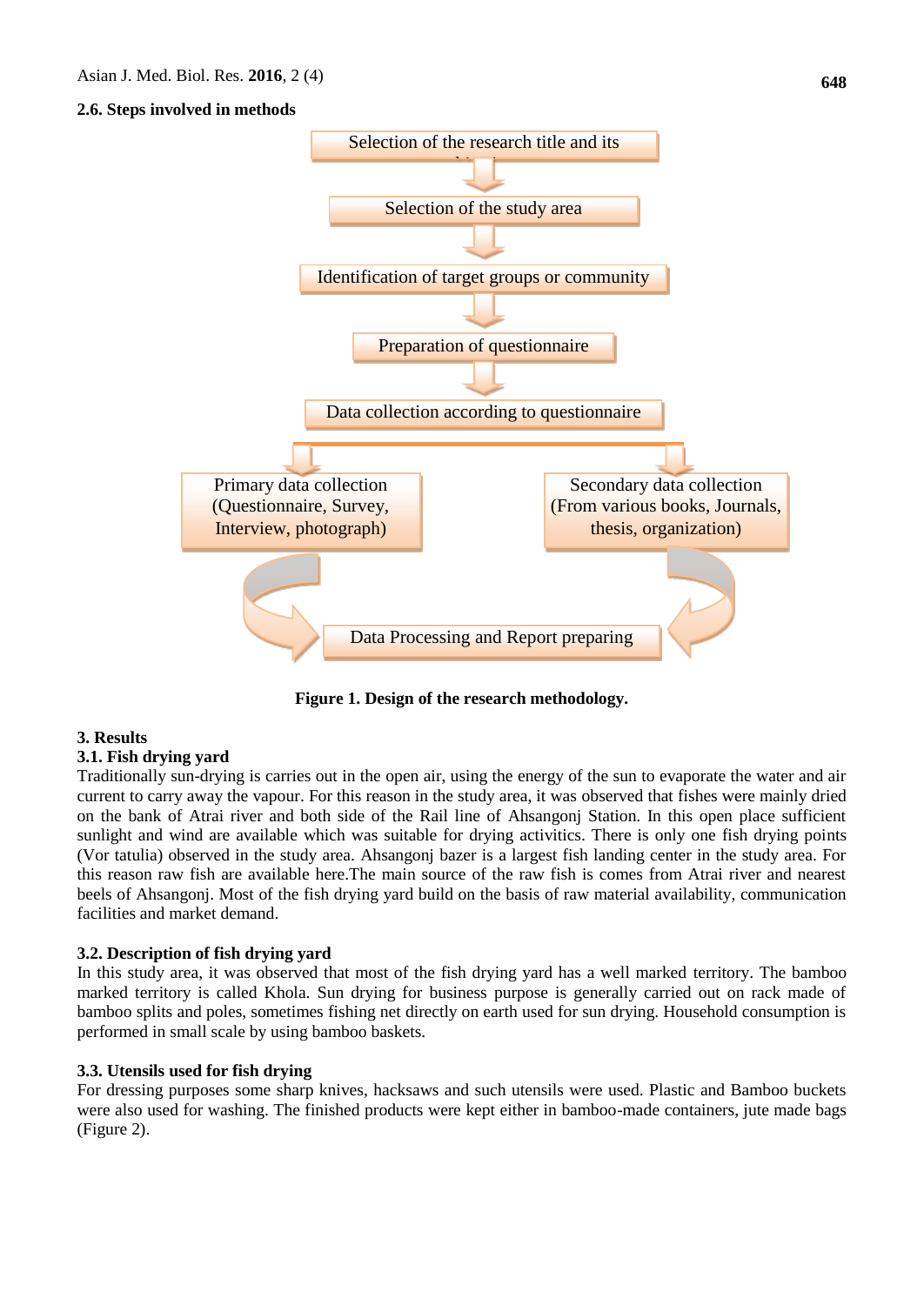### 2.6. Steps involved in methods

Selection of the research title and its objectives

Selection of the study area

Identification of target groups or community

Preparation of questionnaire

Data collection according to questionnaire

Primary data collection (Questionnaire, Survey, Interview, photograph)

Secondary data collection (From various books, Journals, thesis, organization)

Data Processing and Report preparing

**Figure 1. Design of the research methodology.**

## 3. Results

### 3.1. Fish drying yard

Traditionally sun-drying is carries out in the open air, using the energy of the sun to evaporate the water and air current to carry away the vapour. For this reason in the study area, it was observed that fishes were mainly dried on the bank of Atrai river and both side of the Rail line of Ahsangonj Station. In this open place sufficient sunlight and wind are available which was suitable for drying activitics. There is only one fish drying points (Vor tatulia) observed in the study area. Ahsangonj bazer is a largest fish landing center in the study area. For this reason raw fish are available here.The main source of the raw fish is comes from Atrai river and nearest beels of Ahsangonj. Most of the fish drying yard build on the basis of raw material availability, communication facilities and market demand.

### 3.2. Description of fish drying yard

In this study area, it was observed that most of the fish drying yard has a well marked territory. The bamboo marked territory is called Khola. Sun drying for business purpose is generally carried out on rack made of bamboo splits and poles, sometimes fishing net directly on earth used for sun drying. Household consumption is performed in small scale by using bamboo baskets.

### 3.3. Utensils used for fish drying

For dressing purposes some sharp knives, hacksaws and such utensils were used. Plastic and Bamboo buckets were also used for washing. The finished products were kept either in bamboo-made containers, jute made bags (Figure 2).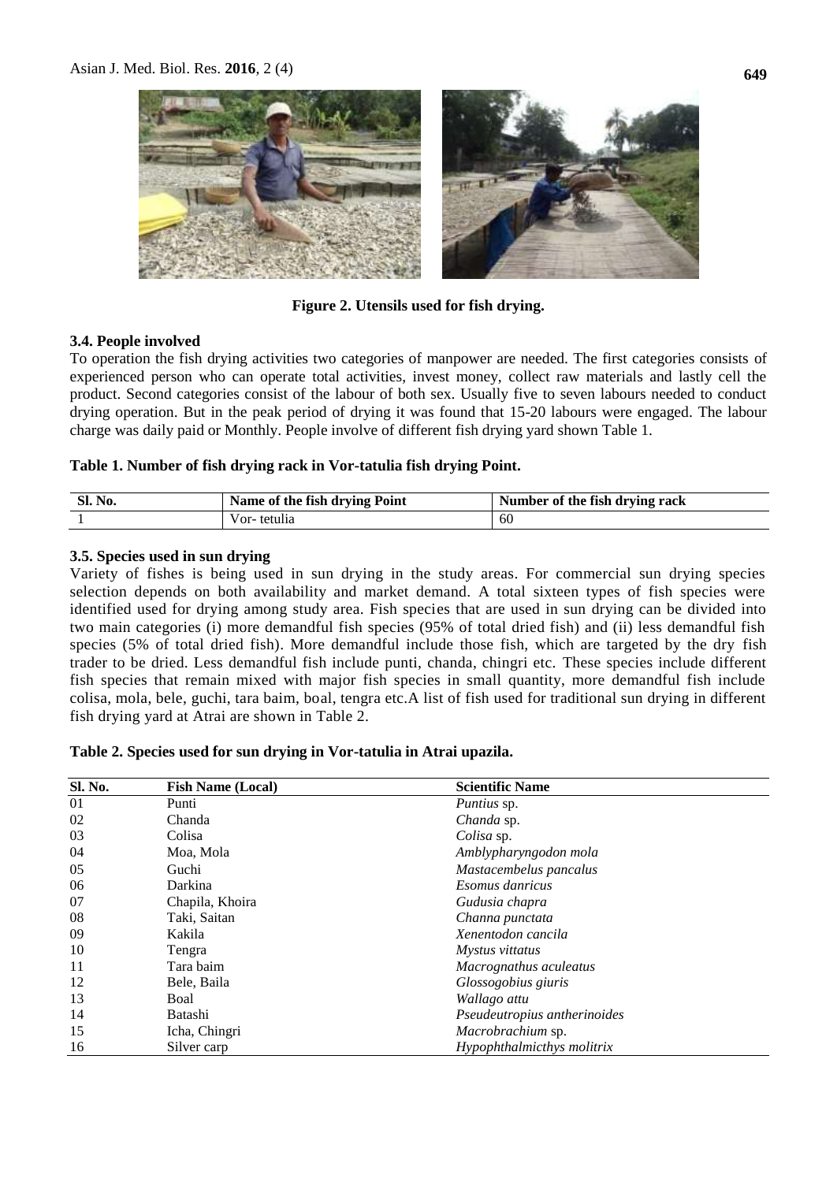**Figure 2. Utensils used for fish drying.**

### 3.4. People involved

To operation the fish drying activities two categories of manpower are needed. The first categories consists of experienced person who can operate total activities, invest money, collect raw materials and lastly cell the product. Second categories consist of the labour of both sex. Usually five to seven labours needed to conduct drying operation. But in the peak period of drying it was found that 15-20 labours were engaged. The labour charge was daily paid or Monthly. People involve of different fish drying yard shown Table 1.

**Table 1. Number of fish drying rack in Vor-tatulia fish drying Point.**

| Sl. No. | Name of the fish drying Point | Number of the fish drying rack |
|---|---|---|
| 1 | Vor- tetulia | 60 |

### 3.5. Species used in sun drying

Variety of fishes is being used in sun drying in the study areas. For commercial sun drying species selection depends on both availability and market demand. A total sixteen types of fish species were identified used for drying among study area. Fish species that are used in sun drying can be divided into two main categories (i) more demandful fish species (95% of total dried fish) and (ii) less demandful fish species (5% of total dried fish). More demandful include those fish, which are targeted by the dry fish trader to be dried. Less demandful fish include punti, chanda, chingri etc. These species include different fish species that remain mixed with major fish species in small quantity, more demandful fish include colisa, mola, bele, guchi, tara baim, boal, tengra etc.A list of fish used for traditional sun drying in different fish drying yard at Atrai are shown in Table 2.

**Table 2. Species used for sun drying in Vor-tatulia in Atrai upazila.**

| Sl. No. | Fish Name (Local) | Scientific Name |
|---|---|---|
| 01 | Punti | *Puntius* sp. |
| 02 | Chanda | *Chanda* sp. |
| 03 | Colisa | *Colisa* sp. |
| 04 | Moa, Mola | *Amblypharyngodon mola* |
| 05 | Guchi | *Mastacembelus pancalus* |
| 06 | Darkina | *Esomus danricus* |
| 07 | Chapila, Khoira | *Gudusia chapra* |
| 08 | Taki, Saitan | *Channa punctata* |
| 09 | Kakila | *Xenentodon cancila* |
| 10 | Tengra | *Mystus vittatus* |
| 11 | Tara baim | *Macrognathus aculeatus* |
| 12 | Bele, Baila | *Glossogobius giuris* |
| 13 | Boal | *Wallago attu* |
| 14 | Batashi | *Pseudeutropius antherinoides* |
| 15 | Icha, Chingri | *Macrobrachium* sp. |
| 16 | Silver carp | *Hypophthalmicthys molitrix* |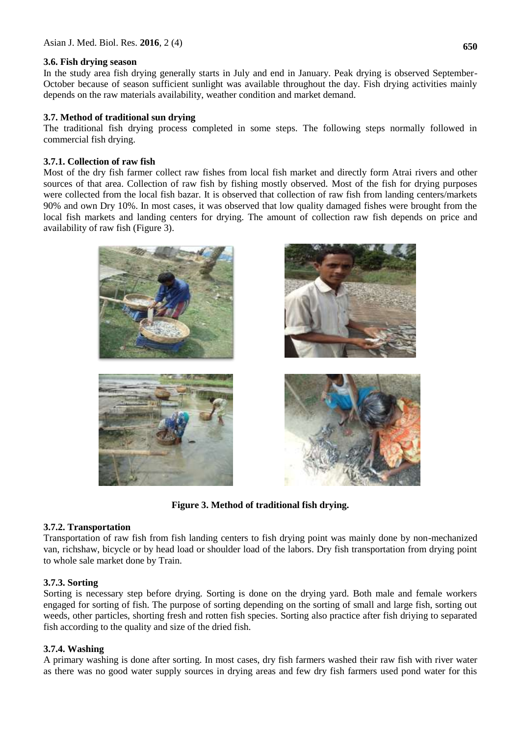### 3.6. Fish drying season

In the study area fish drying generally starts in July and end in January. Peak drying is observed September-October because of season sufficient sunlight was available throughout the day. Fish drying activities mainly depends on the raw materials availability, weather condition and market demand.

### 3.7. Method of traditional sun drying

The traditional fish drying process completed in some steps. The following steps normally followed in commercial fish drying.

#### 3.7.1. Collection of raw fish

Most of the dry fish farmer collect raw fishes from local fish market and directly form Atrai rivers and other sources of that area. Collection of raw fish by fishing mostly observed. Most of the fish for drying purposes were collected from the local fish bazar. It is observed that collection of raw fish from landing centers/markets 90% and own Dry 10%. In most cases, it was observed that low quality damaged fishes were brought from the local fish markets and landing centers for drying. The amount of collection raw fish depends on price and availability of raw fish (Figure 3).

**Figure 3. Method of traditional fish drying.**

#### 3.7.2. Transportation

Transportation of raw fish from fish landing centers to fish drying point was mainly done by non-mechanized van, richshaw, bicycle or by head load or shoulder load of the labors. Dry fish transportation from drying point to whole sale market done by Train.

#### 3.7.3. Sorting

Sorting is necessary step before drying. Sorting is done on the drying yard. Both male and female workers engaged for sorting of fish. The purpose of sorting depending on the sorting of small and large fish, sorting out weeds, other particles, shorting fresh and rotten fish species. Sorting also practice after fish driying to separated fish according to the quality and size of the dried fish.

#### 3.7.4. Washing

A primary washing is done after sorting. In most cases, dry fish farmers washed their raw fish with river water as there was no good water supply sources in drying areas and few dry fish farmers used pond water for this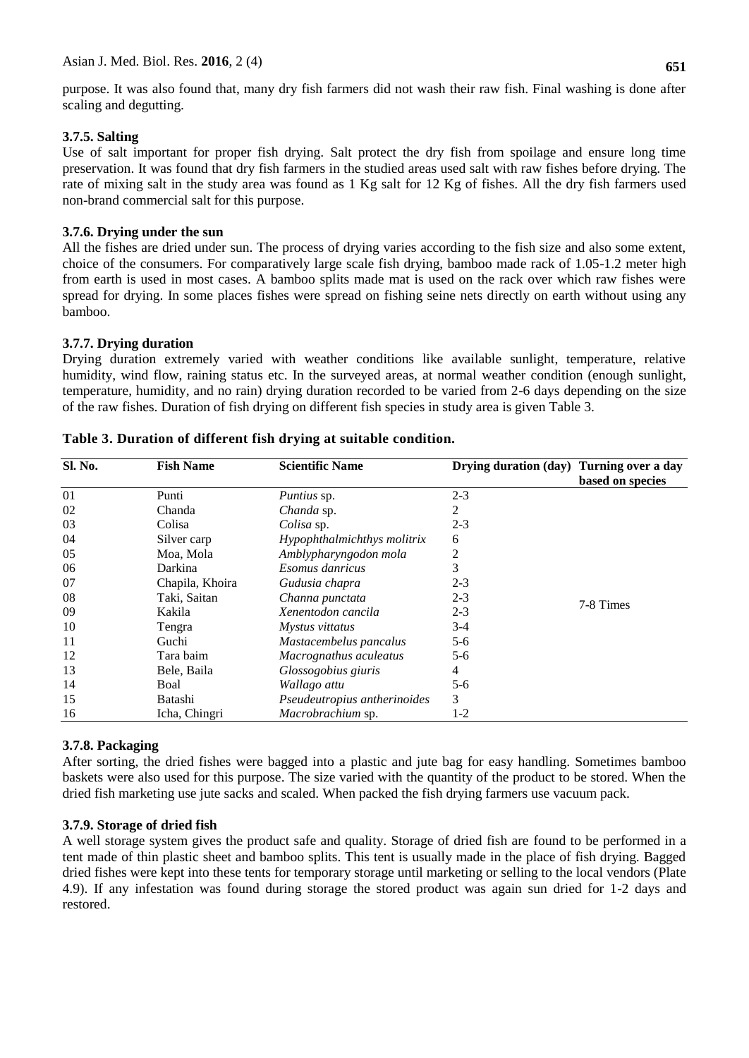purpose. It was also found that, many dry fish farmers did not wash their raw fish. Final washing is done after scaling and degutting.

### 3.7.5. Salting

Use of salt important for proper fish drying. Salt protect the dry fish from spoilage and ensure long time preservation. It was found that dry fish farmers in the studied areas used salt with raw fishes before drying. The rate of mixing salt in the study area was found as 1 Kg salt for 12 Kg of fishes. All the dry fish farmers used non-brand commercial salt for this purpose.

### 3.7.6. Drying under the sun

All the fishes are dried under sun. The process of drying varies according to the fish size and also some extent, choice of the consumers. For comparatively large scale fish drying, bamboo made rack of 1.05-1.2 meter high from earth is used in most cases. A bamboo splits made mat is used on the rack over which raw fishes were spread for drying. In some places fishes were spread on fishing seine nets directly on earth without using any bamboo.

### 3.7.7. Drying duration

Drying duration extremely varied with weather conditions like available sunlight, temperature, relative humidity, wind flow, raining status etc. In the surveyed areas, at normal weather condition (enough sunlight, temperature, humidity, and no rain) drying duration recorded to be varied from 2-6 days depending on the size of the raw fishes. Duration of fish drying on different fish species in study area is given Table 3.

**Table 3. Duration of different fish drying at suitable condition.**

| Sl. No. | Fish Name | Scientific Name | Drying duration (day) | Turning over a day based on species |
|---|---|---|---|---|
| 01 | Punti | *Puntius* sp. | 2-3 | 7-8 Times |
| 02 | Chanda | *Chanda* sp. | 2 | |
| 03 | Colisa | *Colisa* sp. | 2-3 | |
| 04 | Silver carp | *Hypophthalmichthys molitrix* | 6 | |
| 05 | Moa, Mola | *Amblypharyngodon mola* | 2 | |
| 06 | Darkina | *Esomus danricus* | 3 | |
| 07 | Chapila, Khoira | *Gudusia chapra* | 2-3 | |
| 08 | Taki, Saitan | *Channa punctata* | 2-3 | |
| 09 | Kakila | *Xenentodon cancila* | 2-3 | |
| 10 | Tengra | *Mystus vittatus* | 3-4 | |
| 11 | Guchi | *Mastacembelus pancalus* | 5-6 | |
| 12 | Tara baim | *Macrognathus aculeatus* | 5-6 | |
| 13 | Bele, Baila | *Glossogobius giuris* | 4 | |
| 14 | Boal | *Wallago attu* | 5-6 | |
| 15 | Batashi | *Pseudeutropius antherinoides* | 3 | |
| 16 | Icha, Chingri | *Macrobrachium* sp. | 1-2 | |

### 3.7.8. Packaging

After sorting, the dried fishes were bagged into a plastic and jute bag for easy handling. Sometimes bamboo baskets were also used for this purpose. The size varied with the quantity of the product to be stored. When the dried fish marketing use jute sacks and scaled. When packed the fish drying farmers use vacuum pack.

### 3.7.9. Storage of dried fish

A well storage system gives the product safe and quality. Storage of dried fish are found to be performed in a tent made of thin plastic sheet and bamboo splits. This tent is usually made in the place of fish drying. Bagged dried fishes were kept into these tents for temporary storage until marketing or selling to the local vendors (Plate 4.9). If any infestation was found during storage the stored product was again sun dried for 1-2 days and restored.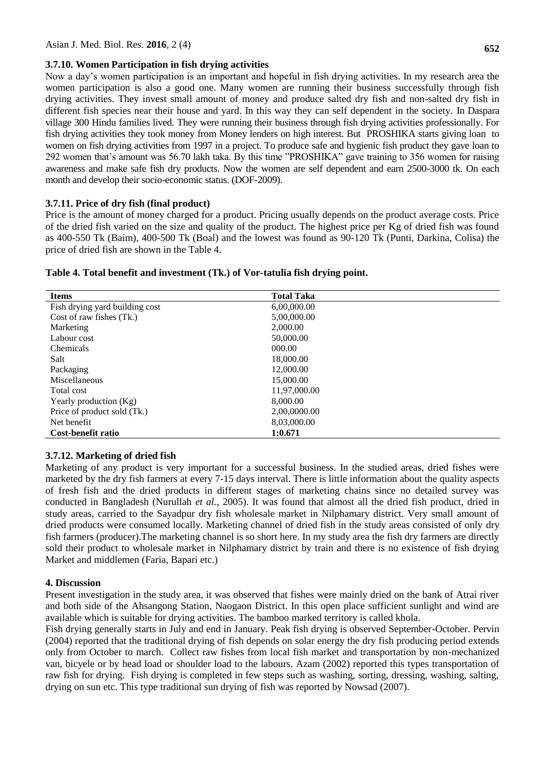### 3.7.10. Women Participation in fish drying activities

Now a day's women participation is an important and hopeful in fish drying activities. In my research area the women participation is also a good one. Many women are running their business successfully through fish drying activities. They invest small amount of money and produce salted dry fish and non-salted dry fish in different fish species near their house and yard. In this way they can self dependent in the society. In Daspara village 300 Hindu families lived. They were running their business through fish drying activities professionally. For fish drying activities they took money from Money lenders on high interest. But PROSHIKA starts giving loan to women on fish drying activities from 1997 in a project. To produce safe and hygienic fish product they gave loan to 292 women that's amount was 56.70 lakh taka. By this time "PROSHIKA" gave training to 356 women for raising awareness and make safe fish dry products. Now the women are self dependent and earn 2500-3000 tk. On each month and develop their socio-economic status. (DOF-2009).

### 3.7.11. Price of dry fish (final product)

Price is the amount of money charged for a product. Pricing usually depends on the product average costs. Price of the dried fish varied on the size and quality of the product. The highest price per Kg of dried fish was found as 400-550 Tk (Baim), 400-500 Tk (Boal) and the lowest was found as 90-120 Tk (Punti, Darkina, Colisa) the price of dried fish are shown in the Table 4.

**Table 4. Total benefit and investment (Tk.) of Vor-tatulia fish drying point.**

| Items | Total Taka |
|---|---|
| Fish drying yard building cost | 6,00,000.00 |
| Cost of raw fishes (Tk.) | 5,00,000.00 |
| Marketing | 2,000.00 |
| Labour cost | 50,000.00 |
| Chemicals | 000.00 |
| Salt | 18,000.00 |
| Packaging | 12,000.00 |
| Miscellaneous | 15,000.00 |
| Total cost | 11,97,000.00 |
| Yearly production (Kg) | 8,000.00 |
| Price of product sold (Tk.) | 2,00,0000.00 |
| Net benefit | 8,03,000.00 |
| **Cost-benefit ratio** | **1:0.671** |

### 3.7.12. Marketing of dried fish

Marketing of any product is very important for a successful business. In the studied areas, dried fishes were marketed by the dry fish farmers at every 7-15 days interval. There is little information about the quality aspects of fresh fish and the dried products in different stages of marketing chains since no detailed survey was conducted in Bangladesh (Nurullah *et al.*, 2005). It was found that almost all the dried fish product, dried in study areas, carried to the Sayadpur dry fish wholesale market in Nilphamary district. Very small amount of dried products were consumed locally. Marketing channel of dried fish in the study areas consisted of only dry fish farmers (producer).The marketing channel is so short here. In my study area the fish dry farmers are directly sold their product to wholesale market in Nilphamary district by train and there is no existence of fish drying Market and middlemen (Faria, Bapari etc.)

## 4. Discussion

Present investigation in the study area, it was observed that fishes were mainly dried on the bank of Atrai river and both side of the Ahsangong Station, Naogaon District. In this open place sufficient sunlight and wind are available which is suitable for drying activities. The bamboo marked territory is called khola.

Fish drying generally starts in July and end in January. Peak fish drying is observed September-October. Pervin (2004) reported that the traditional drying of fish depends on solar energy the dry fish producing period extends only from October to march. Collect raw fishes from local fish market and transportation by non-mechanized van, bicyele or by head load or shoulder load to the labours. Azam (2002) reported this types transportation of raw fish for drying. Fish drying is completed in few steps such as washing, sorting, dressing, washing, salting, drying on sun etc. This type traditional sun drying of fish was reported by Nowsad (2007).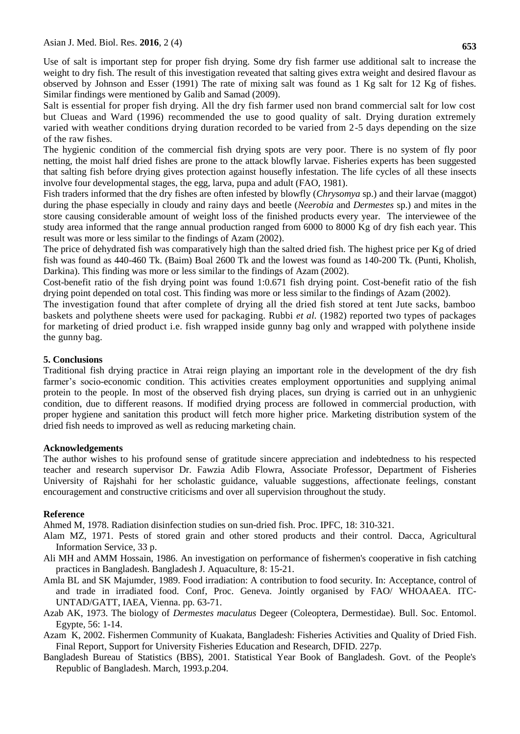Use of salt is important step for proper fish drying. Some dry fish farmer use additional salt to increase the weight to dry fish. The result of this investigation revealed that salting gives extra weight and desired flavour as observed by Johnson and Esser (1991) The rate of mixing salt was found as 1 Kg salt for 12 Kg of fishes. Similar findings were mentioned by Galib and Samad (2009).

Salt is essential for proper fish drying. All the dry fish farmer used non brand commercial salt for low cost but Clueas and Ward (1996) recommended the use to good quality of salt. Drying duration extremely varied with weather conditions drying duration recorded to be varied from 2-5 days depending on the size of the raw fishes.

The hygienic condition of the commercial fish drying spots are very poor. There is no system of fly poor netting, the moist half dried fishes are prone to the attack blowfly larvae. Fisheries experts has been suggested that salting fish before drying gives protection against housefly infestation. The life cycles of all these insects involve four developmental stages, the egg, larva, pupa and adult (FAO, 1981).

Fish traders informed that the dry fishes are often infested by blowfly (*Chrysomya* sp.) and their larvae (maggot) during the phase especially in cloudy and rainy days and beetle (*Neerobia* and *Dermestes* sp.) and mites in the store causing considerable amount of weight loss of the finished products every year. The interviewee of the study area informed that the range annual production ranged from 6000 to 8000 Kg of dry fish each year. This result was more or less similar to the findings of Azam (2002).

The price of dehydrated fish was comparatively high than the salted dried fish. The highest price per Kg of dried fish was found as 440-460 Tk. (Baim) Boal 2600 Tk and the lowest was found as 140-200 Tk. (Punti, Kholish, Darkina). This finding was more or less similar to the findings of Azam (2002).

Cost-benefit ratio of the fish drying point was found 1:0.671 fish drying point. Cost-benefit ratio of the fish drying point depended on total cost. This finding was more or less similar to the findings of Azam (2002).

The investigation found that after complete of drying all the dried fish stored at tent Jute sacks, bamboo baskets and polythene sheets were used for packaging. Rubbi *et al.* (1982) reported two types of packages for marketing of dried product i.e. fish wrapped inside gunny bag only and wrapped with polythene inside the gunny bag.

## 5. Conclusions

Traditional fish drying practice in Atrai reign playing an important role in the development of the dry fish farmer's socio-economic condition. This activities creates employment opportunities and supplying animal protein to the people. In most of the observed fish drying places, sun drying is carried out in an unhygienic condition, due to different reasons. If modified drying process are followed in commercial production, with proper hygiene and sanitation this product will fetch more higher price. Marketing distribution system of the dried fish needs to improved as well as reducing marketing chain.

## Acknowledgements

The author wishes to his profound sense of gratitude sincere appreciation and indebtedness to his respected teacher and research supervisor Dr. Fawzia Adib Flowra, Associate Professor, Department of Fisheries University of Rajshahi for her scholastic guidance, valuable suggestions, affectionate feelings, constant encouragement and constructive criticisms and over all supervision throughout the study.

## Reference

Ahmed M, 1978. Radiation disinfection studies on sun-dried fish. Proc. IPFC, 18: 310-321.

Alam MZ, 1971. Pests of stored grain and other stored products and their control. Dacca, Agricultural Information Service, 33 p.

Ali MH and AMM Hossain, 1986. An investigation on performance of fishermen's cooperative in fish catching practices in Bangladesh. Bangladesh J. Aquaculture, 8: 15-21.

Amla BL and SK Majumder, 1989. Food irradiation: A contribution to food security. In: Acceptance, control of and trade in irradiated food. Conf, Proc. Geneva. Jointly organised by FAO/ WHOAAEA. ITC-UNTAD/GATT, IAEA, Vienna. pp. 63-71.

Azab AK, 1973. The biology of *Dermestes maculatus* Degeer (Coleoptera, Dermestidae). Bull. Soc. Entomol. Egypte, 56: 1-14.

Azam K, 2002. Fishermen Community of Kuakata, Bangladesh: Fisheries Activities and Quality of Dried Fish. Final Report, Support for University Fisheries Education and Research, DFID. 227p.

Bangladesh Bureau of Statistics (BBS), 2001. Statistical Year Book of Bangladesh. Govt. of the People's Republic of Bangladesh. March, 1993.p.204.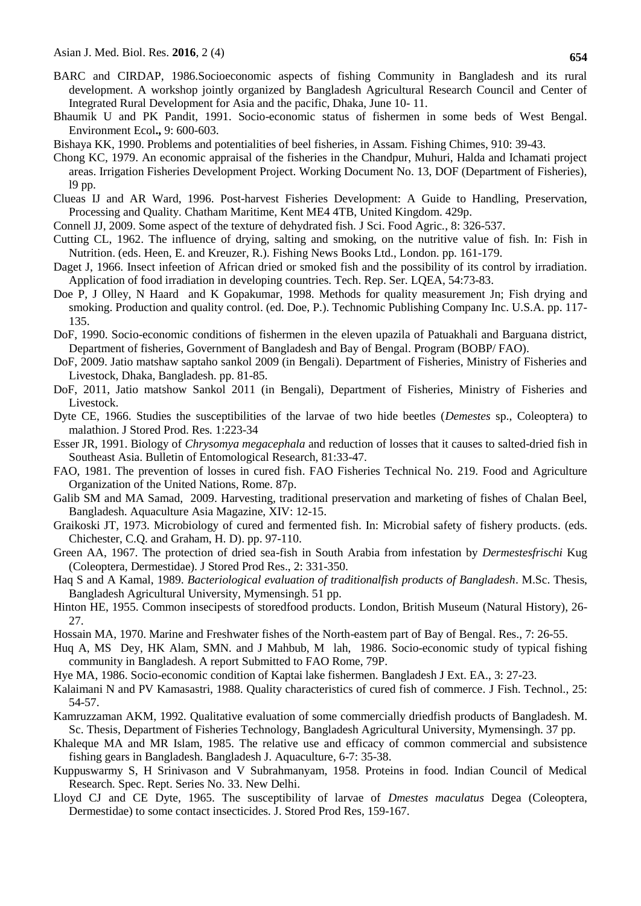BARC and CIRDAP, 1986.Socioeconomic aspects of fishing Community in Bangladesh and its rural development. A workshop jointly organized by Bangladesh Agricultural Research Council and Center of Integrated Rural Development for Asia and the pacific, Dhaka, June 10- 11.

Bhaumik U and PK Pandit, 1991. Socio-economic status of fishermen in some beds of West Bengal. Environment Ecol**.,** 9: 600-603.

Bishaya KK, 1990. Problems and potentialities of beel fisheries, in Assam. Fishing Chimes, 910: 39-43.

Chong KC, 1979. An economic appraisal of the fisheries in the Chandpur, Muhuri, Halda and Ichamati project areas. Irrigation Fisheries Development Project. Working Document No. 13, DOF (Department of Fisheries), l9 pp.

Clueas IJ and AR Ward, 1996. Post-harvest Fisheries Development: A Guide to Handling, Preservation, Processing and Quality. Chatham Maritime, Kent ME4 4TB, United Kingdom. 429p.

Connell JJ, 2009. Some aspect of the texture of dehydrated fish. J Sci. Food Agric*.*, 8: 326-537.

Cutting CL, 1962. The influence of drying, salting and smoking, on the nutritive value of fish. In: Fish in Nutrition. (eds. Heen, E. and Kreuzer, R.). Fishing News Books Ltd., London. pp. 161-179.

Daget J, 1966. Insect infeetion of African dried or smoked fish and the possibility of its control by irradiation. Application of food irradiation in developing countries. Tech. Rep. Ser. LQEA, 54:73-83.

Doe P, J Olley, N Haard and K Gopakumar, 1998. Methods for quality measurement Jn; Fish drying and smoking. Production and quality control. (ed. Doe, P.). Technomic Publishing Company Inc. U.S.A. pp. 117-135.

DoF, 1990. Socio-economic conditions of fishermen in the eleven upazila of Patuakhali and Barguana district, Department of fisheries, Government of Bangladesh and Bay of Bengal. Program (BOBP/ FAO).

DoF, 2009. Jatio matshaw saptaho sankol 2009 (in Bengali). Department of Fisheries, Ministry of Fisheries and Livestock, Dhaka, Bangladesh. pp. 81-85.

DoF, 2011, Jatio matshow Sankol 2011 (in Bengali), Department of Fisheries, Ministry of Fisheries and Livestock.

Dyte CE, 1966. Studies the susceptibilities of the larvae of two hide beetles (*Demestes* sp., Coleoptera) to malathion. J Stored Prod. Res*.* 1:223-34

Esser JR, 1991. Biology of *Chrysomya megacephala* and reduction of losses that it causes to salted-dried fish in Southeast Asia. Bulletin of Entomological Research, 81:33-47.

FAO, 1981. The prevention of losses in cured fish. FAO Fisheries Technical No. 219. Food and Agriculture Organization of the United Nations, Rome. 87p.

Galib SM and MA Samad, 2009. Harvesting, traditional preservation and marketing of fishes of Chalan Beel, Bangladesh. Aquaculture Asia Magazine, XIV: 12-15.

Graikoski JT, 1973. Microbiology of cured and fermented fish. In: Microbial safety of fishery products. (eds. Chichester, C.Q. and Graham, H. D). pp. 97-110.

Green AA, 1967. The protection of dried sea-fish in South Arabia from infestation by *Dermestesfrischi* Kug (Coleoptera, Dermestidae). J Stored Prod Res., 2: 331-350.

Haq S and A Kamal, 1989. *Bacteriological evaluation of traditionalfish products of Bangladesh*. M.Sc. Thesis, Bangladesh Agricultural University, Mymensingh. 51 pp.

Hinton HE, 1955. Common insecipests of storedfood products. London, British Museum (Natural History), 26-27.

Hossain MA, 1970. Marine and Freshwater fishes of the North-eastem part of Bay of Bengal. Res., 7: 26-55.

Huq A, MS Dey, HK Alam, SMN. and J Mahbub, M lah, 1986. Socio-economic study of typical fishing community in Bangladesh. A report Submitted to FAO Rome, 79P.

Hye MA, 1986. Socio-economic condition of Kaptai lake fishermen. Bangladesh J Ext. EA., 3: 27-23.

Kalaimani N and PV Kamasastri, 1988. Quality characteristics of cured fish of commerce. J Fish. Technol., 25: 54-57.

Kamruzzaman AKM, 1992. Qualitative evaluation of some commercially driedfish products of Bangladesh. M. Sc. Thesis, Department of Fisheries Technology, Bangladesh Agricultural University, Mymensingh. 37 pp.

Khaleque MA and MR Islam, 1985. The relative use and efficacy of common commercial and subsistence fishing gears in Bangladesh. Bangladesh J. Aquaculture, 6-7: 35-38.

Kuppuswarmy S, H Srinivason and V Subrahmanyam, 1958. Proteins in food. Indian Council of Medical Research*.* Spec. Rept. Series No. 33. New Delhi.

Lloyd CJ and CE Dyte, 1965. The susceptibility of larvae of *Dmestes maculatus* Degea (Coleoptera, Dermestidae) to some contact insecticides. J. Stored Prod Res, 159-167.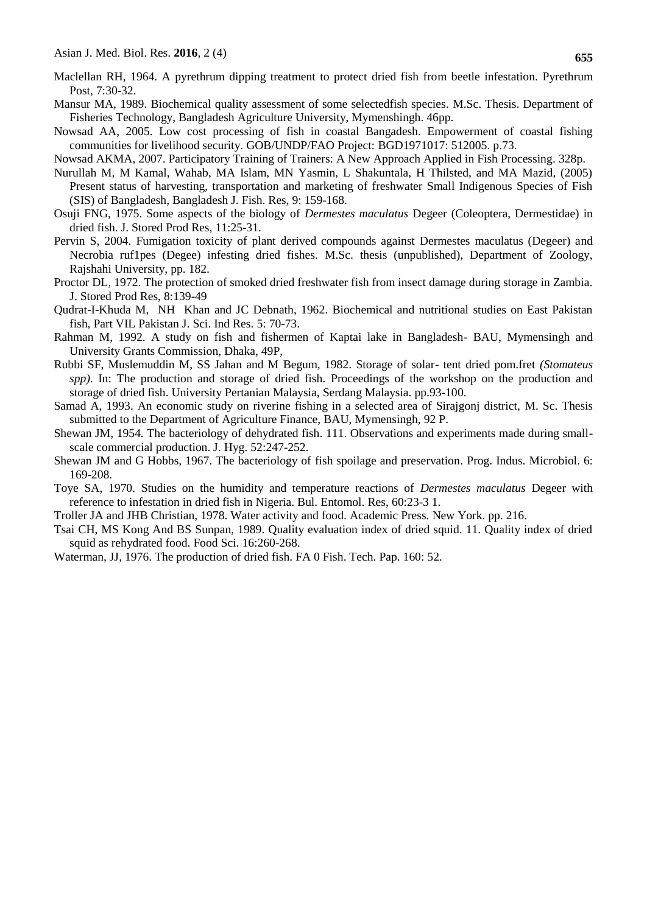Maclellan RH, 1964. A pyrethrum dipping treatment to protect dried fish from beetle infestation. Pyrethrum Post, 7:30-32.

Mansur MA, 1989. Biochemical quality assessment of some selectedfish species. M.Sc. Thesis. Department of Fisheries Technology, Bangladesh Agriculture University, Mymenshingh. 46pp.

Nowsad AA, 2005. Low cost processing of fish in coastal Bangadesh. Empowerment of coastal fishing communities for livelihood security. GOB/UNDP/FAO Project: BGD1971017: 512005. p.73.

Nowsad AKMA, 2007. Participatory Training of Trainers: A New Approach Applied in Fish Processing. 328p.

Nurullah M, M Kamal, Wahab, MA Islam, MN Yasmin, L Shakuntala, H Thilsted, and MA Mazid, (2005) Present status of harvesting, transportation and marketing of freshwater Small Indigenous Species of Fish (SIS) of Bangladesh, Bangladesh J. Fish. Res, 9: 159-168.

Osuji FNG, 1975. Some aspects of the biology of *Dermestes maculatus* Degeer (Coleoptera, Dermestidae) in dried fish. J. Stored Prod Res, 11:25-31.

Pervin S, 2004. Fumigation toxicity of plant derived compounds against Dermestes maculatus (Degeer) and Necrobia ruf1pes (Degee) infesting dried fishes. M.Sc. thesis (unpublished), Department of Zoology, Rajshahi University, pp. 182.

Proctor DL, 1972. The protection of smoked dried freshwater fish from insect damage during storage in Zambia. J. Stored Prod Res, 8:139-49

Qudrat-I-Khuda M, NH Khan and JC Debnath, 1962. Biochemical and nutritional studies on East Pakistan fish, Part VIL Pakistan J. Sci. Ind Res. 5: 70-73.

Rahman M, 1992. A study on fish and fishermen of Kaptai lake in Bangladesh- BAU, Mymensingh and University Grants Commission, Dhaka, 49P,

Rubbi SF, Muslemuddin M, SS Jahan and M Begum, 1982. Storage of solar- tent dried pom.fret *(Stomateus spp)*. In: The production and storage of dried fish. Proceedings of the workshop on the production and storage of dried fish. University Pertanian Malaysia, Serdang Malaysia. pp.93-100.

Samad A, 1993. An economic study on riverine fishing in a selected area of Sirajgonj district, M. Sc. Thesis submitted to the Department of Agriculture Finance, BAU, Mymensingh, 92 P.

Shewan JM, 1954. The bacteriology of dehydrated fish. 111. Observations and experiments made during small-scale commercial production. J. Hyg. 52:247-252.

Shewan JM and G Hobbs, 1967. The bacteriology of fish spoilage and preservation. Prog. Indus. Microbiol. 6: 169-208.

Toye SA, 1970. Studies on the humidity and temperature reactions of *Dermestes maculatus* Degeer with reference to infestation in dried fish in Nigeria. Bul. Entomol. Res, 60:23-3 1.

Troller JA and JHB Christian, 1978. Water activity and food. Academic Press. New York. pp. 216.

Tsai CH, MS Kong And BS Sunpan, 1989. Quality evaluation index of dried squid. 11. Quality index of dried squid as rehydrated food. Food Sci. 16:260-268.

Waterman, JJ, 1976. The production of dried fish. FA 0 Fish. Tech. Pap. 160: 52.